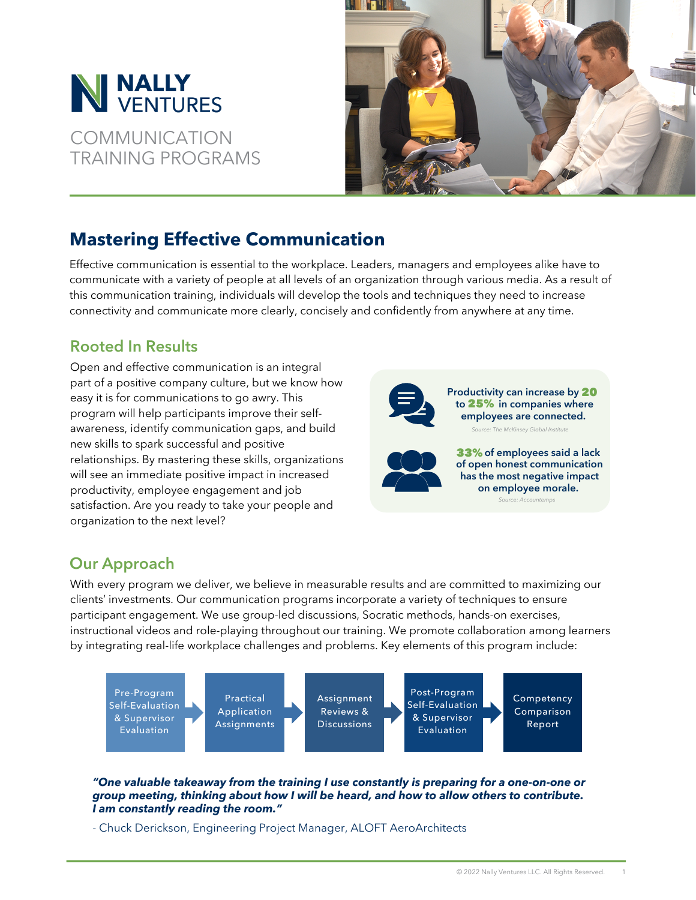# NALLY VENTURES

COMMUNICATION TRAINING PROGRAMS

## Mastering Effective Communication

Effective communication is essential to the workplace. Leaders, managers and employees alike have to communicate with a variety of people at all levels of an organization through various media. As a result of this communication training, individuals will develop the tools and techniques they need to increase connectivity and communicate more clearly, concisely and confidently from anywhere at any time.

### Rooted In Results

Open and effective communication is an integral part of a positive company culture, but we know how easy it is for communications to go awry. This program will help participants improve their self-awareness, identify communication gaps, and build new skills to spark successful and positive relationships. By mastering these skills, organizations will see an immediate positive impact in increased productivity, employee engagement and job satisfaction. Are you ready to take your people and organization to the next level?

**Productivity can increase by 20 to 25% in companies where employees are connected.**

*Source: The McKinsey Global Institute*

**33% of employees said a lack of open honest communication has the most negative impact on employee morale.**

*Source: Accountemps*

### Our Approach

With every program we deliver, we believe in measurable results and are committed to maximizing our clients' investments. Our communication programs incorporate a variety of techniques to ensure participant engagement. We use group-led discussions, Socratic methods, hands-on exercises, instructional videos and role-playing throughout our training. We promote collaboration among learners by integrating real-life workplace challenges and problems. Key elements of this program include:

1. Pre-Program Self-Evaluation & Supervisor Evaluation
2. Practical Application Assignments
3. Assignment Reviews & Discussions
4. Post-Program Self-Evaluation & Supervisor Evaluation
5. Competency Comparison Report

***"One valuable takeaway from the training I use constantly is preparing for a one-on-one or group meeting, thinking about how I will be heard, and how to allow others to contribute. I am constantly reading the room."***

\- Chuck Derickson, Engineering Project Manager, ALOFT AeroArchitects

© 2022 Nally Ventures LLC. All Rights Reserved.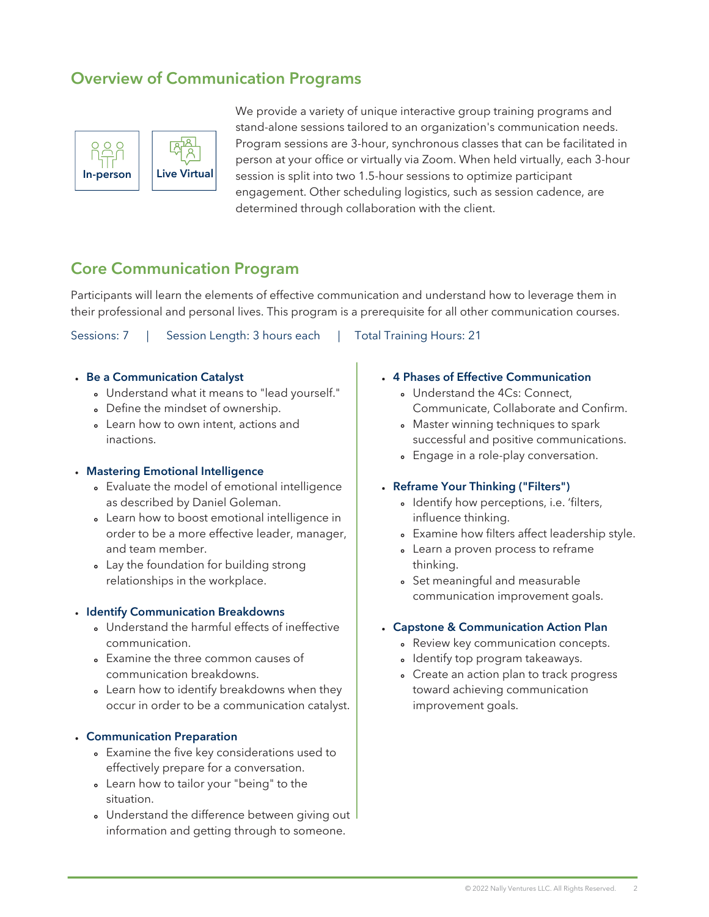## Overview of Communication Programs

In-person | Live Virtual

We provide a variety of unique interactive group training programs and stand-alone sessions tailored to an organization's communication needs. Program sessions are 3-hour, synchronous classes that can be facilitated in person at your office or virtually via Zoom. When held virtually, each 3-hour session is split into two 1.5-hour sessions to optimize participant engagement. Other scheduling logistics, such as session cadence, are determined through collaboration with the client.

## Core Communication Program

Participants will learn the elements of effective communication and understand how to leverage them in their professional and personal lives. This program is a prerequisite for all other communication courses.

Sessions: 7 | Session Length: 3 hours each | Total Training Hours: 21

- **Be a Communication Catalyst**
  - Understand what it means to "lead yourself."
  - Define the mindset of ownership.
  - Learn how to own intent, actions and inactions.
- **Mastering Emotional Intelligence**
  - Evaluate the model of emotional intelligence as described by Daniel Goleman.
  - Learn how to boost emotional intelligence in order to be a more effective leader, manager, and team member.
  - Lay the foundation for building strong relationships in the workplace.
- **Identify Communication Breakdowns**
  - Understand the harmful effects of ineffective communication.
  - Examine the three common causes of communication breakdowns.
  - Learn how to identify breakdowns when they occur in order to be a communication catalyst.
- **Communication Preparation**
  - Examine the five key considerations used to effectively prepare for a conversation.
  - Learn how to tailor your "being" to the situation.
  - Understand the difference between giving out information and getting through to someone.
- **4 Phases of Effective Communication**
  - Understand the 4Cs: Connect, Communicate, Collaborate and Confirm.
  - Master winning techniques to spark successful and positive communications.
  - Engage in a role-play conversation.
- **Reframe Your Thinking ("Filters")**
  - Identify how perceptions, i.e. 'filters, influence thinking.
  - Examine how filters affect leadership style.
  - Learn a proven process to reframe thinking.
  - Set meaningful and measurable communication improvement goals.
- **Capstone & Communication Action Plan**
  - Review key communication concepts.
  - Identify top program takeaways.
  - Create an action plan to track progress toward achieving communication improvement goals.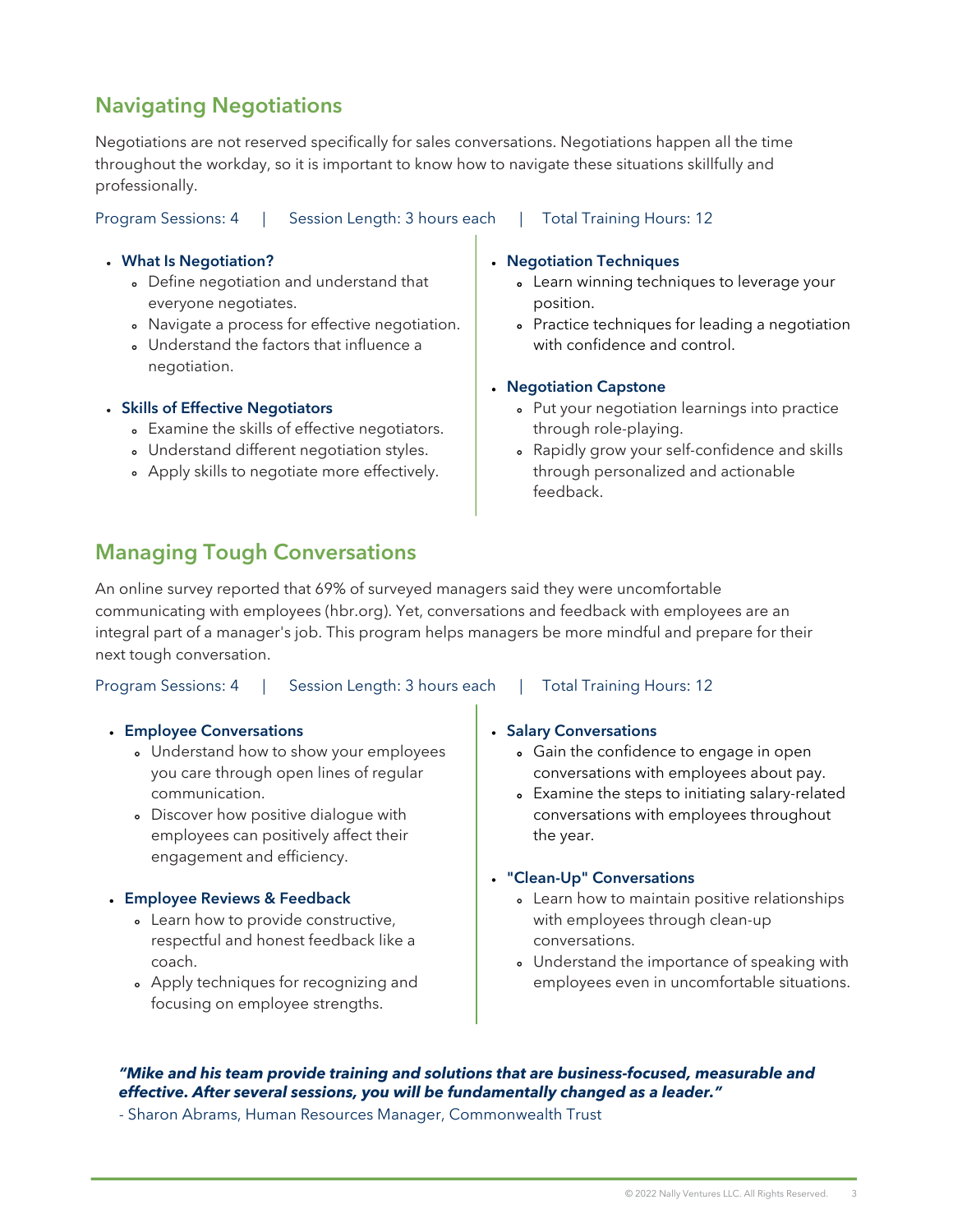## Navigating Negotiations

Negotiations are not reserved specifically for sales conversations. Negotiations happen all the time throughout the workday, so it is important to know how to navigate these situations skillfully and professionally.

Program Sessions: 4 | Session Length: 3 hours each | Total Training Hours: 12

- **What Is Negotiation?**
  - Define negotiation and understand that everyone negotiates.
  - Navigate a process for effective negotiation.
  - Understand the factors that influence a negotiation.
- **Skills of Effective Negotiators**
  - Examine the skills of effective negotiators.
  - Understand different negotiation styles.
  - Apply skills to negotiate more effectively.
- **Negotiation Techniques**
  - Learn winning techniques to leverage your position.
  - Practice techniques for leading a negotiation with confidence and control.
- **Negotiation Capstone**
  - Put your negotiation learnings into practice through role-playing.
  - Rapidly grow your self-confidence and skills through personalized and actionable feedback.

## Managing Tough Conversations

An online survey reported that 69% of surveyed managers said they were uncomfortable communicating with employees (hbr.org). Yet, conversations and feedback with employees are an integral part of a manager's job. This program helps managers be more mindful and prepare for their next tough conversation.

Program Sessions: 4 | Session Length: 3 hours each | Total Training Hours: 12

- **Employee Conversations**
  - Understand how to show your employees you care through open lines of regular communication.
  - Discover how positive dialogue with employees can positively affect their engagement and efficiency.
- **Employee Reviews & Feedback**
  - Learn how to provide constructive, respectful and honest feedback like a coach.
  - Apply techniques for recognizing and focusing on employee strengths.
- **Salary Conversations**
  - Gain the confidence to engage in open conversations with employees about pay.
  - Examine the steps to initiating salary-related conversations with employees throughout the year.
- **"Clean-Up" Conversations**
  - Learn how to maintain positive relationships with employees through clean-up conversations.
  - Understand the importance of speaking with employees even in uncomfortable situations.

***"Mike and his team provide training and solutions that are business-focused, measurable and effective. After several sessions, you will be fundamentally changed as a leader."***

- Sharon Abrams, Human Resources Manager, Commonwealth Trust

© 2022 Nally Ventures LLC. All Rights Reserved.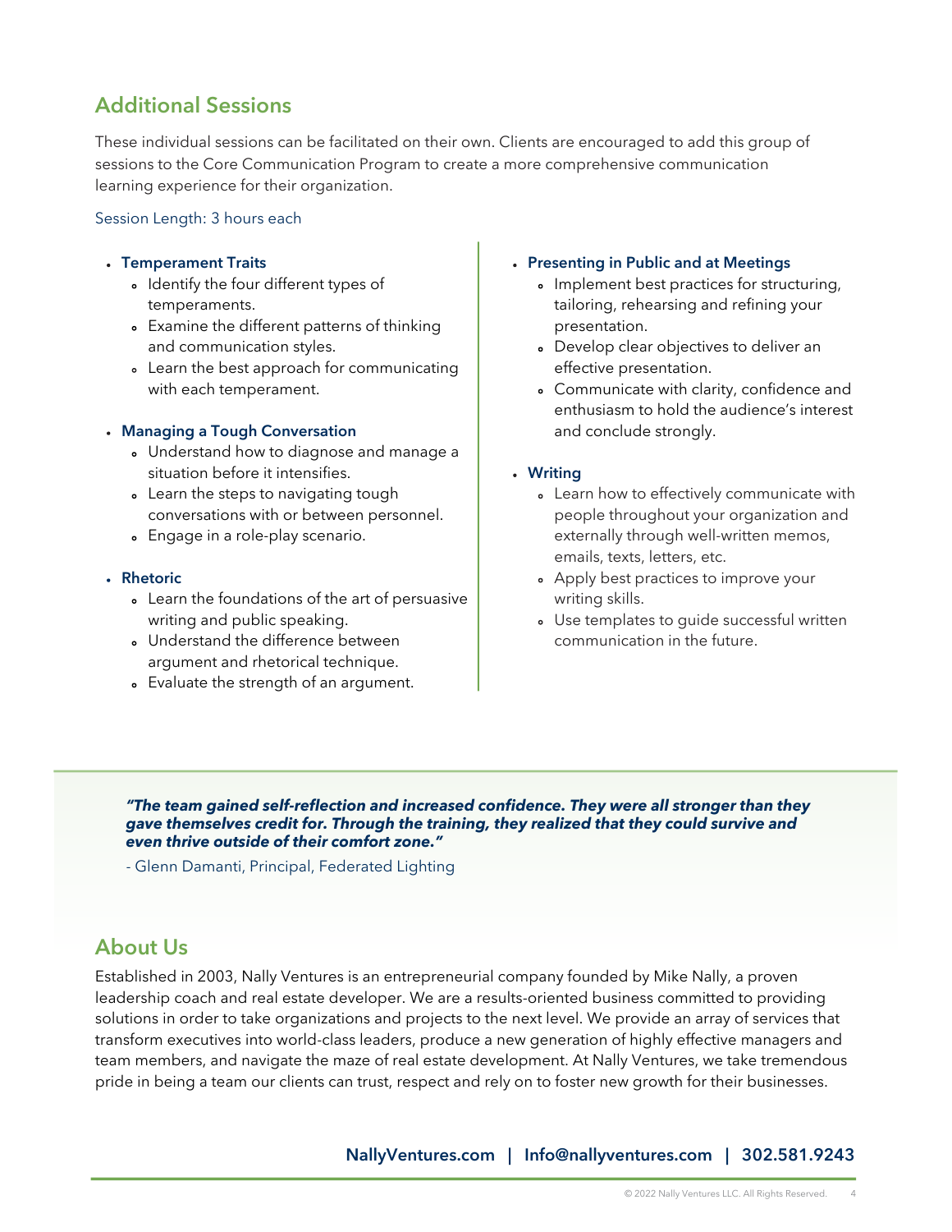## Additional Sessions

These individual sessions can be facilitated on their own. Clients are encouraged to add this group of sessions to the Core Communication Program to create a more comprehensive communication learning experience for their organization.

Session Length: 3 hours each

- **Temperament Traits**
  - Identify the four different types of temperaments.
  - Examine the different patterns of thinking and communication styles.
  - Learn the best approach for communicating with each temperament.

- **Managing a Tough Conversation**
  - Understand how to diagnose and manage a situation before it intensifies.
  - Learn the steps to navigating tough conversations with or between personnel.
  - Engage in a role-play scenario.

- **Rhetoric**
  - Learn the foundations of the art of persuasive writing and public speaking.
  - Understand the difference between argument and rhetorical technique.
  - Evaluate the strength of an argument.

- **Presenting in Public and at Meetings**
  - Implement best practices for structuring, tailoring, rehearsing and refining your presentation.
  - Develop clear objectives to deliver an effective presentation.
  - Communicate with clarity, confidence and enthusiasm to hold the audience's interest and conclude strongly.

- **Writing**
  - Learn how to effectively communicate with people throughout your organization and externally through well-written memos, emails, texts, letters, etc.
  - Apply best practices to improve your writing skills.
  - Use templates to guide successful written communication in the future.

***"The team gained self-reflection and increased confidence. They were all stronger than they gave themselves credit for. Through the training, they realized that they could survive and even thrive outside of their comfort zone."***

- Glenn Damanti, Principal, Federated Lighting

## About Us

Established in 2003, Nally Ventures is an entrepreneurial company founded by Mike Nally, a proven leadership coach and real estate developer. We are a results-oriented business committed to providing solutions in order to take organizations and projects to the next level. We provide an array of services that transform executives into world-class leaders, produce a new generation of highly effective managers and team members, and navigate the maze of real estate development. At Nally Ventures, we take tremendous pride in being a team our clients can trust, respect and rely on to foster new growth for their businesses.

**NallyVentures.com | Info@nallyventures.com | 302.581.9243**

© 2022 Nally Ventures LLC. All Rights Reserved.